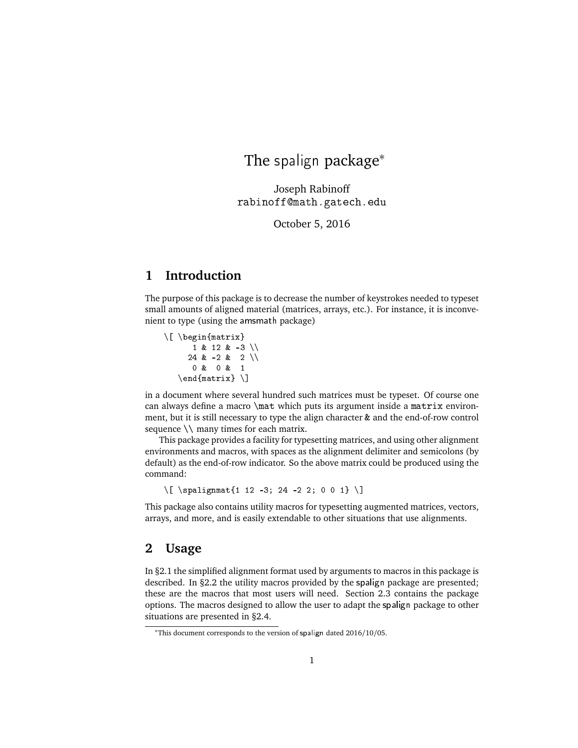# The spalign package*

Joseph Rabinoff
rabinoff@math.gatech.edu

October 5, 2016

## 1 Introduction

The purpose of this package is to decrease the number of keystrokes needed to typeset small amounts of aligned material (matrices, arrays, etc.). For instance, it is inconvenient to type (using the amsmath package)

```
\[ \begin{matrix}
     1 & 12 & -3 \\
    24 & -2 &  2 \\
     0 &  0 &  1
   \end{matrix} \]
```

in a document where several hundred such matrices must be typeset. Of course one can always define a macro \mat which puts its argument inside a matrix environment, but it is still necessary to type the align character & and the end-of-row control sequence \\ many times for each matrix.

This package provides a facility for typesetting matrices, and using other alignment environments and macros, with spaces as the alignment delimiter and semicolons (by default) as the end-of-row indicator. So the above matrix could be produced using the command:

```
\[ \spalignmat{1 12 -3; 24 -2 2; 0 0 1} \]
```

This package also contains utility macros for typesetting augmented matrices, vectors, arrays, and more, and is easily extendable to other situations that use alignments.

## 2 Usage

In §2.1 the simplified alignment format used by arguments to macros in this package is described. In §2.2 the utility macros provided by the spalign package are presented; these are the macros that most users will need. Section 2.3 contains the package options. The macros designed to allow the user to adapt the spalign package to other situations are presented in §2.4.

*This document corresponds to the version of spalign dated 2016/10/05.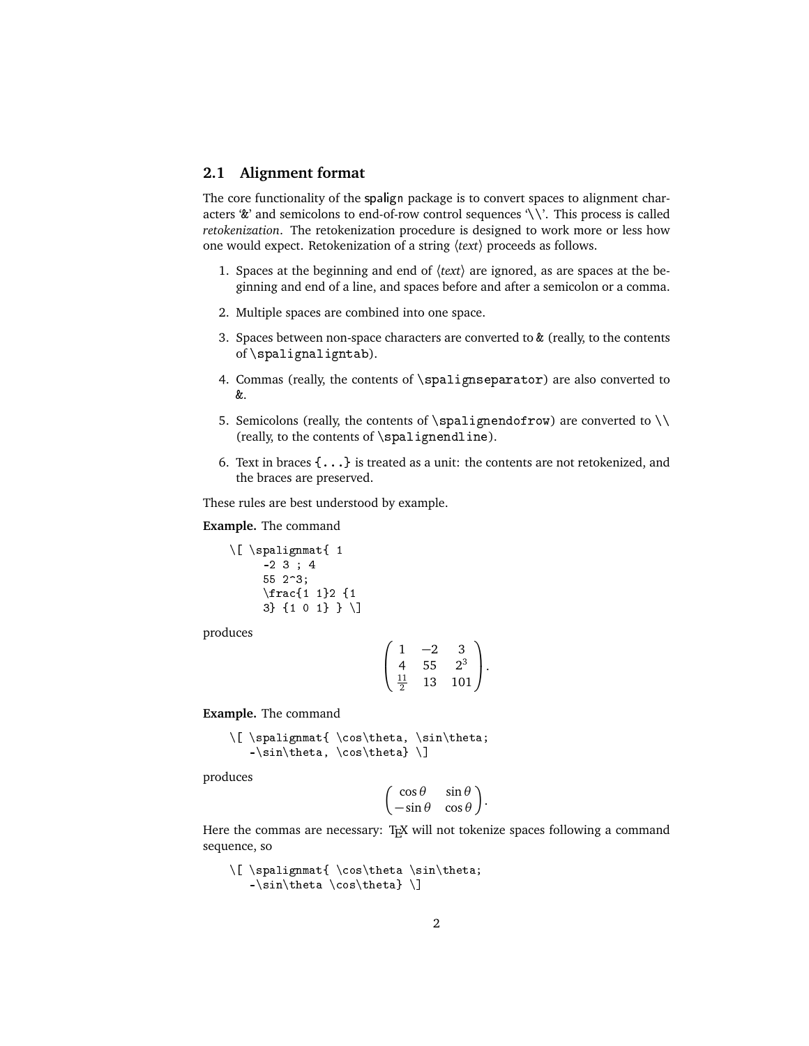## 2.1 Alignment format

The core functionality of the spalign package is to convert spaces to alignment characters '&' and semicolons to end-of-row control sequences '\\'. This process is called *retokenization*. The retokenization procedure is designed to work more or less how one would expect. Retokenization of a string ⟨*text*⟩ proceeds as follows.

1. Spaces at the beginning and end of ⟨*text*⟩ are ignored, as are spaces at the beginning and end of a line, and spaces before and after a semicolon or a comma.
2. Multiple spaces are combined into one space.
3. Spaces between non-space characters are converted to `&` (really, to the contents of `\spalignaligntab`).
4. Commas (really, the contents of `\spalignseparator`) are also converted to `&`.
5. Semicolons (really, the contents of `\spalignendofrow`) are converted to `\\` (really, to the contents of `\spalignendline`).
6. Text in braces `{...}` is treated as a unit: the contents are not retokenized, and the braces are preserved.

These rules are best understood by example.

**Example.** The command

```
\[ \spalignmat{ 1
     -2 3 ; 4
     55 2^3;
     \frac{1 1}2 {1
     3} {1 0 1} } \]
```

produces

$$\begin{pmatrix} 1 & -2 & 3 \\ 4 & 55 & 2^3 \\ \frac{11}{2} & 13 & 101 \end{pmatrix}.$$

**Example.** The command

```
\[ \spalignmat{ \cos\theta, \sin\theta;
   -\sin\theta, \cos\theta} \]
```

produces

$$\begin{pmatrix} \cos\theta & \sin\theta \\ -\sin\theta & \cos\theta \end{pmatrix}.$$

Here the commas are necessary: TeX will not tokenize spaces following a command sequence, so

```
\[ \spalignmat{ \cos\theta \sin\theta;
   -\sin\theta \cos\theta} \]
```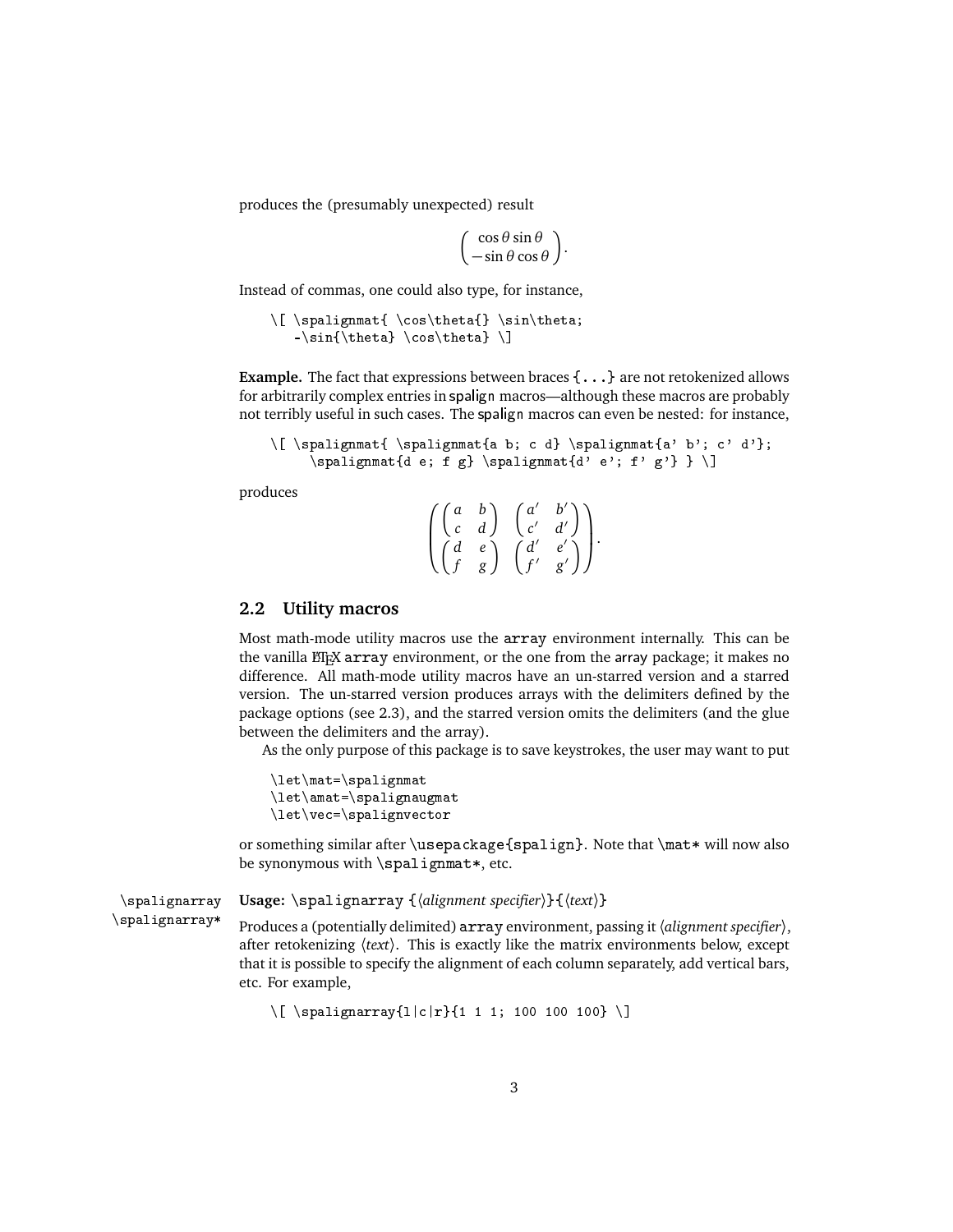produces the (presumably unexpected) result

$$\begin{pmatrix} \cos\theta \sin\theta \\ -\sin\theta \cos\theta \end{pmatrix}.$$

Instead of commas, one could also type, for instance,

```
\[ \spalignmat{ \cos\theta{} \sin\theta;
   -\sin{\theta} \cos\theta} \]
```

**Example.** The fact that expressions between braces `{...}` are not retokenized allows for arbitrarily complex entries in spalign macros—although these macros are probably not terribly useful in such cases. The spalign macros can even be nested: for instance,

```
\[ \spalignmat{ \spalignmat{a b; c d} \spalignmat{a' b'; c' d'};
     \spalignmat{d e; f g} \spalignmat{d' e'; f' g'} } \]
```

produces

$$\begin{pmatrix} \begin{pmatrix} a & b \\ c & d \end{pmatrix} & \begin{pmatrix} a' & b' \\ c' & d' \end{pmatrix} \\ \begin{pmatrix} d & e \\ f & g \end{pmatrix} & \begin{pmatrix} d' & e' \\ f' & g' \end{pmatrix} \end{pmatrix}.$$

## 2.2 Utility macros

Most math-mode utility macros use the `array` environment internally. This can be the vanilla LaTeX `array` environment, or the one from the array package; it makes no difference. All math-mode utility macros have an un-starred version and a starred version. The un-starred version produces arrays with the delimiters defined by the package options (see 2.3), and the starred version omits the delimiters (and the glue between the delimiters and the array).

As the only purpose of this package is to save keystrokes, the user may want to put

```
\let\mat=\spalignmat
\let\amat=\spalignaugmat
\let\vec=\spalignvector
```

or something similar after `\usepackage{spalign}`. Note that `\mat*` will now also be synonymous with `\spalignmat*`, etc.

`\spalignarray`
`\spalignarray*`

**Usage:** `\spalignarray {`⟨*alignment specifier*⟩`}{`⟨*text*⟩`}`

Produces a (potentially delimited) `array` environment, passing it ⟨*alignment specifier*⟩, after retokenizing ⟨*text*⟩. This is exactly like the matrix environments below, except that it is possible to specify the alignment of each column separately, add vertical bars, etc. For example,

```
\[ \spalignarray{l|c|r}{1 1 1; 100 100 100} \]
```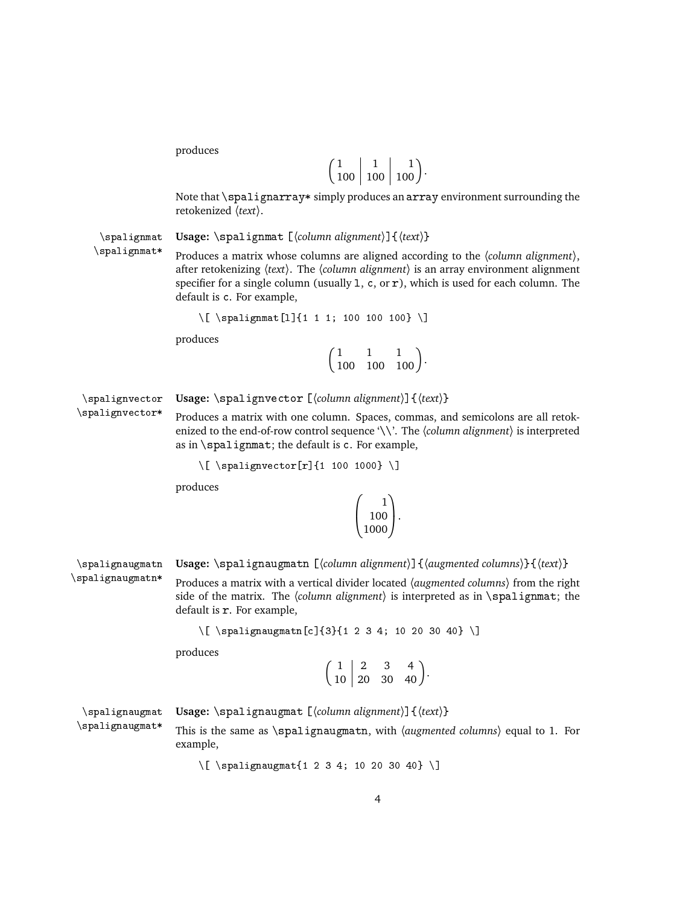produces

$$\left(\begin{array}{l|c|r} 1 & 1 & 1 \\ 100 & 100 & 100 \end{array}\right).$$

Note that `\spalignarray*` simply produces an `array` environment surrounding the retokenized ⟨*text*⟩.

`\spalignmat`
`\spalignmat*`

**Usage:** `\spalignmat [`⟨*column alignment*⟩`]{`⟨*text*⟩`}`

Produces a matrix whose columns are aligned according to the ⟨*column alignment*⟩, after retokenizing ⟨*text*⟩. The ⟨*column alignment*⟩ is an array environment alignment specifier for a single column (usually `l`, `c`, or `r`), which is used for each column. The default is `c`. For example,

```
\[ \spalignmat[l]{1 1 1; 100 100 100} \]
```

produces

$$\begin{pmatrix} 1 & 1 & 1 \\ 100 & 100 & 100 \end{pmatrix}.$$

`\spalignvector`
`\spalignvector*`

**Usage:** `\spalignvector [`⟨*column alignment*⟩`]{`⟨*text*⟩`}`

Produces a matrix with one column. Spaces, commas, and semicolons are all retokenized to the end-of-row control sequence '`\\`'. The ⟨*column alignment*⟩ is interpreted as in `\spalignmat`; the default is `c`. For example,

```
\[ \spalignvector[r]{1 100 1000} \]
```

produces

$$\begin{pmatrix} 1 \\ 100 \\ 1000 \end{pmatrix}.$$

`\spalignaugmatn`
`\spalignaugmatn*`

**Usage:** `\spalignaugmatn [`⟨*column alignment*⟩`]{`⟨*augmented columns*⟩`}{`⟨*text*⟩`}`

Produces a matrix with a vertical divider located ⟨*augmented columns*⟩ from the right side of the matrix. The ⟨*column alignment*⟩ is interpreted as in `\spalignmat`; the default is `r`. For example,

```
\[ \spalignaugmatn[c]{3}{1 2 3 4; 10 20 30 40} \]
```

produces

$$\left(\begin{array}{c|ccc} 1 & 2 & 3 & 4 \\ 10 & 20 & 30 & 40 \end{array}\right).$$

`\spalignaugmat`
`\spalignaugmat*`

**Usage:** `\spalignaugmat [`⟨*column alignment*⟩`]{`⟨*text*⟩`}`

This is the same as `\spalignaugmatn`, with ⟨*augmented columns*⟩ equal to 1. For example,

```
\[ \spalignaugmat{1 2 3 4; 10 20 30 40} \]
```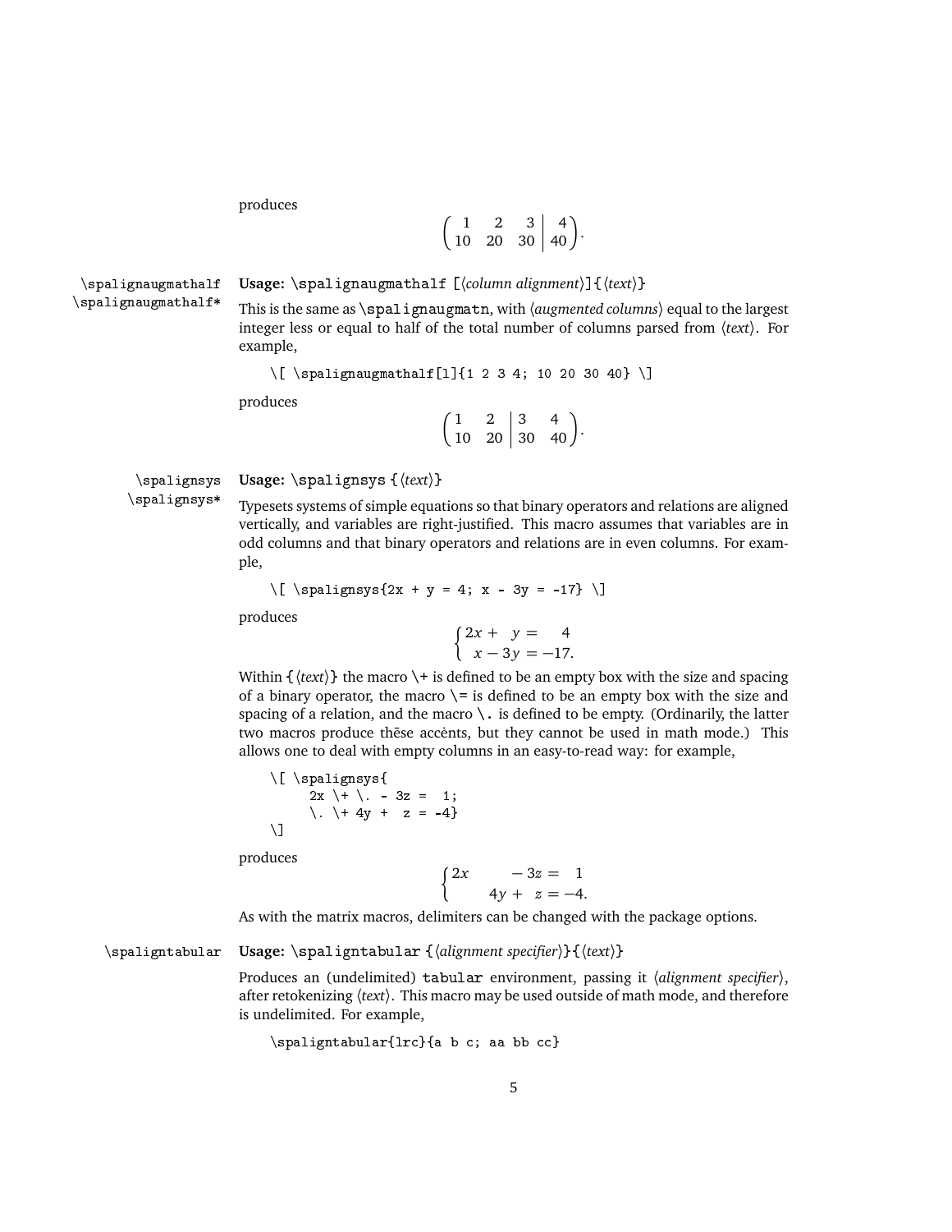produces

$$\left(\begin{array}{ccc|c} 1 & 2 & 3 & 4 \\ 10 & 20 & 30 & 40 \end{array}\right).$$

`\spalignaugmathalf`
`\spalignaugmathalf*`

**Usage:** `\spalignaugmathalf [`⟨*column alignment*⟩`]{`⟨*text*⟩`}`

This is the same as `\spalignaugmatn`, with ⟨*augmented columns*⟩ equal to the largest integer less or equal to half of the total number of columns parsed from ⟨*text*⟩. For example,

```
\[ \spalignaugmathalf[l]{1 2 3 4; 10 20 30 40} \]
```

produces

$$\left(\begin{array}{ll|ll} 1 & 2 & 3 & 4 \\ 10 & 20 & 30 & 40 \end{array}\right).$$

`\spalignsys`
`\spalignsys*`

**Usage:** `\spalignsys {`⟨*text*⟩`}`

Typesets systems of simple equations so that binary operators and relations are aligned vertically, and variables are right-justified. This macro assumes that variables are in odd columns and that binary operators and relations are in even columns. For example,

```
\[ \spalignsys{2x + y = 4; x - 3y = -17} \]
```

produces

$$\left\{\begin{array}{rcrcr} 2x & + & y & = & 4 \\ x & - & 3y & = & -17. \end{array}\right.$$

Within `{`⟨*text*⟩`}` the macro `\+` is defined to be an empty box with the size and spacing of a binary operator, the macro `\=` is defined to be an empty box with the size and spacing of a relation, and the macro `\.` is defined to be empty. (Ordinarily, the latter two macros produce thēse accėnts, but they cannot be used in math mode.) This allows one to deal with empty columns in an easy-to-read way: for example,

```
\[ \spalignsys{
     2x \+ \. - 3z =  1;
     \. \+ 4y +  z = -4}
\]
```

produces

$$\left\{\begin{array}{rcrcrcr} 2x & & & - & 3z & = & 1 \\ & & 4y & + & z & = & -4. \end{array}\right.$$

As with the matrix macros, delimiters can be changed with the package options.

`\spaligntabular`

**Usage:** `\spaligntabular {`⟨*alignment specifier*⟩`}{`⟨*text*⟩`}`

Produces an (undelimited) `tabular` environment, passing it ⟨*alignment specifier*⟩, after retokenizing ⟨*text*⟩. This macro may be used outside of math mode, and therefore is undelimited. For example,

```
\spaligntabular{lrc}{a b c; aa bb cc}
```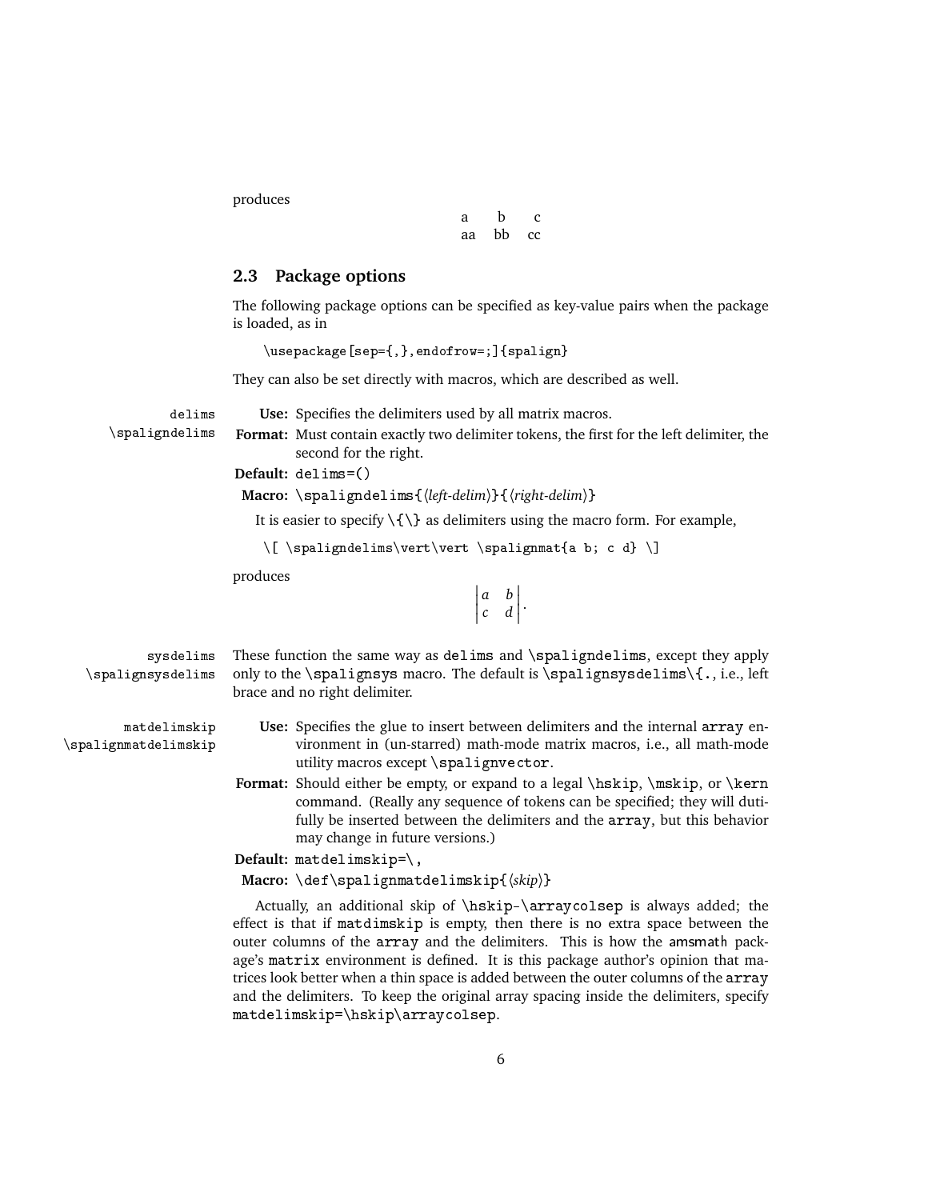produces

| a | b | c |
|---|---|---|
| aa | bb | cc |

### 2.3 Package options

The following package options can be specified as key-value pairs when the package is loaded, as in

```
\usepackage[sep={,},endofrow=;]{spalign}
```

They can also be set directly with macros, which are described as well.

`delims`
`\spaligndelims`

**Use:** Specifies the delimiters used by all matrix macros.

**Format:** Must contain exactly two delimiter tokens, the first for the left delimiter, the second for the right.

**Default:** `delims=()`

**Macro:** `\spaligndelims{`⟨*left-delim*⟩`}{`⟨*right-delim*⟩`}`

It is easier to specify `\{\}` as delimiters using the macro form. For example,

```
\[ \spaligndelims\vert\vert \spalignmat{a b; c d} \]
```

produces

$$\begin{vmatrix} a & b \\ c & d \end{vmatrix}.$$

`sysdelims`
`\spalignsysdelims`

These function the same way as `delims` and `\spaligndelims`, except they apply only to the `\spalignsys` macro. The default is `\spalignsysdelims\{.`, i.e., left brace and no right delimiter.

`matdelimskip`
`\spalignmatdelimskip`

**Use:** Specifies the glue to insert between delimiters and the internal `array` environment in (un-starred) math-mode matrix macros, i.e., all math-mode utility macros except `\spalignvector`.

**Format:** Should either be empty, or expand to a legal `\hskip`, `\mskip`, or `\kern` command. (Really any sequence of tokens can be specified; they will dutifully be inserted between the delimiters and the `array`, but this behavior may change in future versions.)

**Default:** `matdelimskip=\,`

**Macro:** `\def\spalignmatdelimskip{`⟨*skip*⟩`}`

Actually, an additional skip of `\hskip-\arraycolsep` is always added; the effect is that if `matdimskip` is empty, then there is no extra space between the outer columns of the `array` and the delimiters. This is how the amsmath package's `matrix` environment is defined. It is this package author's opinion that matrices look better when a thin space is added between the outer columns of the `array` and the delimiters. To keep the original array spacing inside the delimiters, specify `matdelimskip=\hskip\arraycolsep`.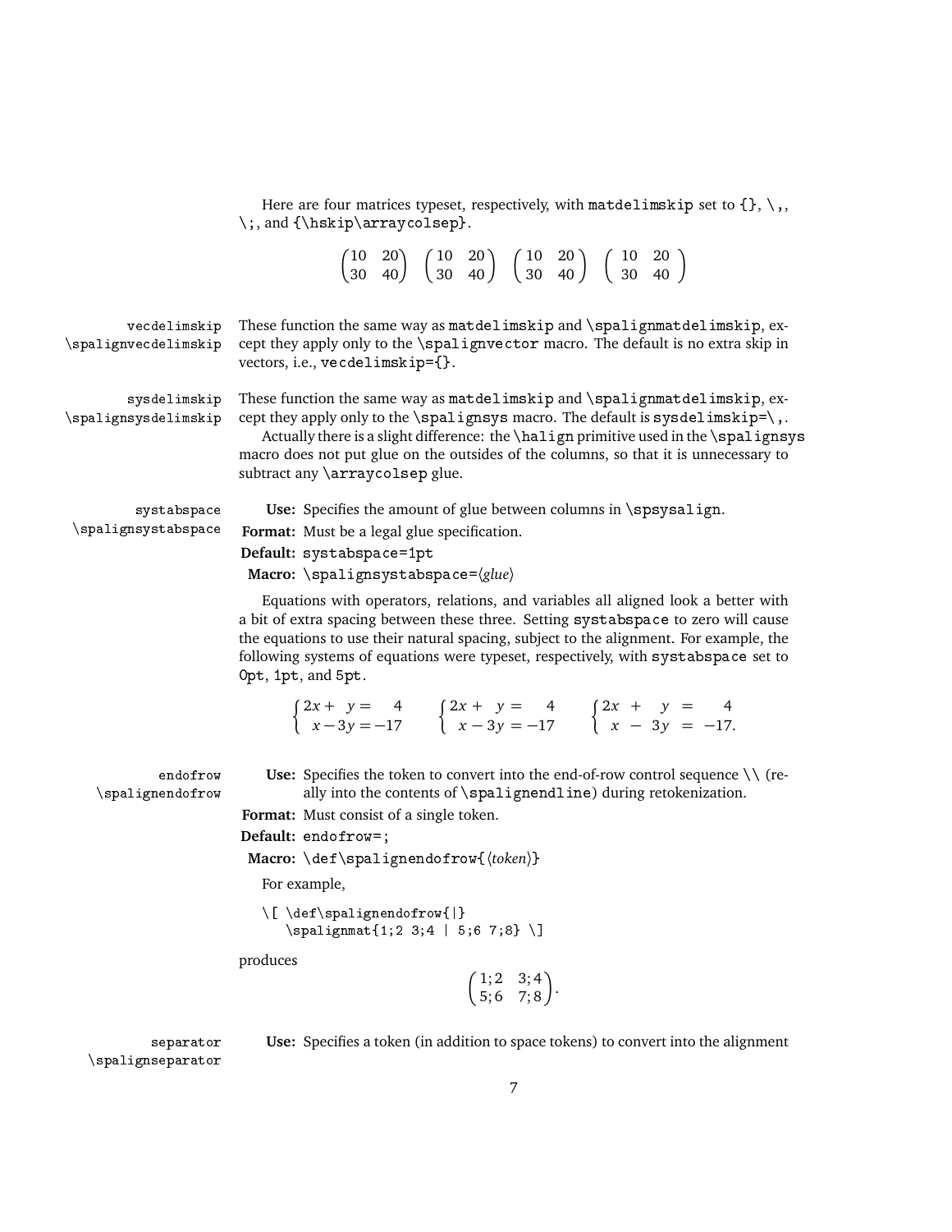Here are four matrices typeset, respectively, with `matdelimskip` set to `{}`, `\,`, `\;`, and `{\hskip\arraycolsep}`.

$$\begin{pmatrix} 10 & 20 \\ 30 & 40 \end{pmatrix} \quad \begin{pmatrix}\, 10 & 20 \,\\ 30 & 40 \end{pmatrix} \quad \begin{pmatrix}\; 10 & 20 \;\\ 30 & 40 \end{pmatrix} \quad \begin{pmatrix}\hskip\arraycolsep 10 & 20 \hskip\arraycolsep\\ 30 & 40 \end{pmatrix}$$

`vecdelimskip`
`\spalignvecdelimskip`

These function the same way as `matdelimskip` and `\spalignmatdelimskip`, except they apply only to the `\spalignvector` macro. The default is no extra skip in vectors, i.e., `vecdelimskip={}`.

`sysdelimskip`
`\spalignsysdelimskip`

These function the same way as `matdelimskip` and `\spalignmatdelimskip`, except they apply only to the `\spalignsys` macro. The default is `sysdelimskip=\,`.

Actually there is a slight difference: the `\halign` primitive used in the `\spalignsys` macro does not put glue on the outsides of the columns, so that it is unnecessary to subtract any `\arraycolsep` glue.

`systabspace`
`\spalignsystabspace`

**Use:** Specifies the amount of glue between columns in `\spsysalign`.

**Format:** Must be a legal glue specification.

**Default:** `systabspace=1pt`

**Macro:** `\spalignsystabspace=`⟨*glue*⟩

Equations with operators, relations, and variables all aligned look a better with a bit of extra spacing between these three. Setting `systabspace` to zero will cause the equations to use their natural spacing, subject to the alignment. For example, the following systems of equations were typeset, respectively, with `systabspace` set to `0pt`, `1pt`, and `5pt`.

$$\left\{\begin{aligned} 2x+\ \ y &= \ \ \ 4 \\ x-3y &= -17 \end{aligned}\right. \qquad \left\{\begin{aligned} 2x+\ \ y &= \ \ \ 4 \\ x-3y &= -17 \end{aligned}\right. \qquad \left\{\begin{aligned} 2x\ +\ \ \ y &= \ \ \ 4 \\ x\ -\ 3y &= -17. \end{aligned}\right.$$

`endofrow`
`\spalignendofrow`

**Use:** Specifies the token to convert into the end-of-row control sequence `\\` (really into the contents of `\spalignendline`) during retokenization.

**Format:** Must consist of a single token.

**Default:** `endofrow=;`

**Macro:** `\def\spalignendofrow{`⟨*token*⟩`}`

For example,

```
\[ \def\spalignendofrow{|}
   \spalignmat{1;2 3;4 | 5;6 7;8} \]
```

produces

$$\begin{pmatrix} 1;2 & 3;4 \\ 5;6 & 7;8 \end{pmatrix}.$$

`separator`
`\spalignseparator`

**Use:** Specifies a token (in addition to space tokens) to convert into the alignment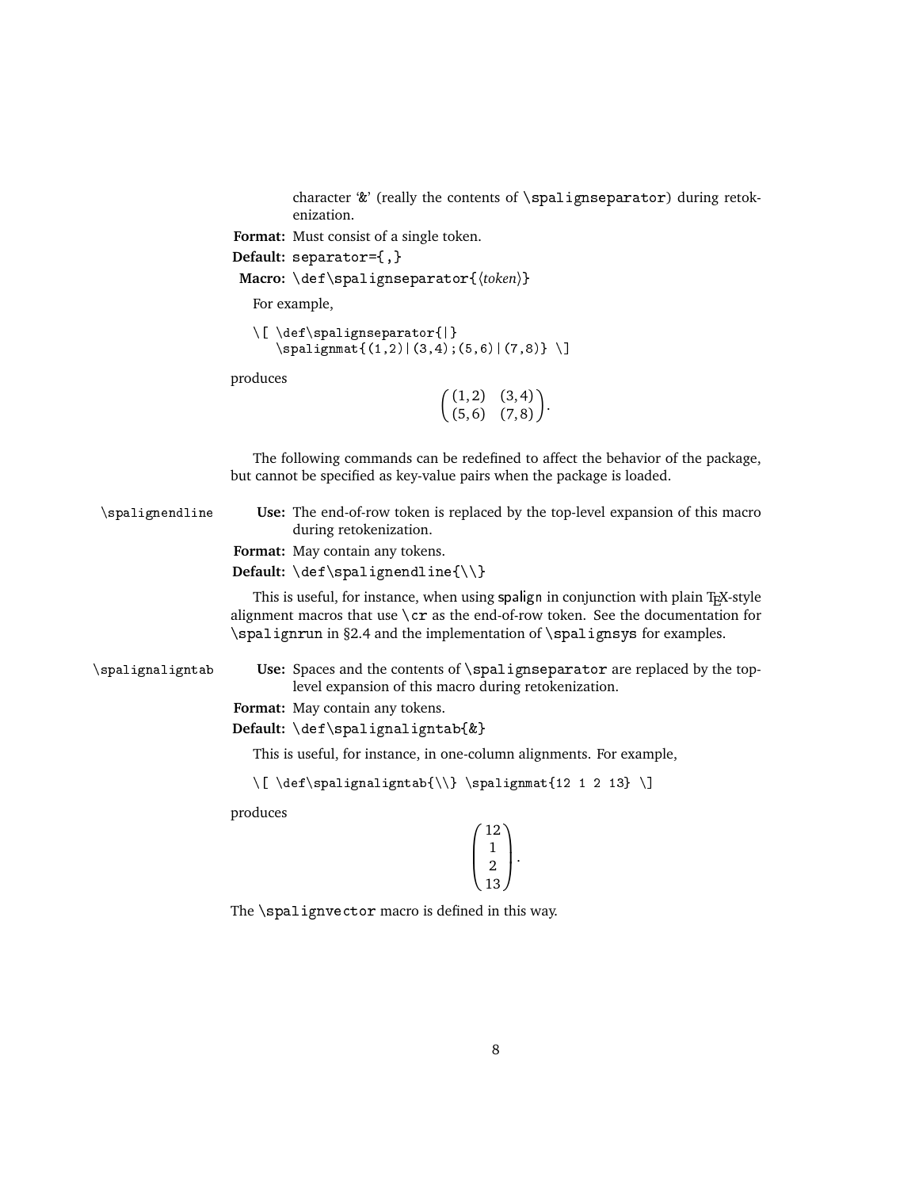character '&' (really the contents of `\spalignseparator`) during retokenization.

**Format:** Must consist of a single token.

**Default:** `separator={,}`

**Macro:** `\def\spalignseparator{⟨token⟩}`

For example,

```
\[ \def\spalignseparator{|}
   \spalignmat{(1,2)|(3,4);(5,6)|(7,8)} \]
```

produces

$$\begin{pmatrix} (1,2) & (3,4) \\ (5,6) & (7,8) \end{pmatrix}.$$

The following commands can be redefined to affect the behavior of the package, but cannot be specified as key-value pairs when the package is loaded.

`\spalignendline`

**Use:** The end-of-row token is replaced by the top-level expansion of this macro during retokenization.

**Format:** May contain any tokens.

**Default:** `\def\spalignendline{\\}`

This is useful, for instance, when using spalign in conjunction with plain TeX-style alignment macros that use `\cr` as the end-of-row token. See the documentation for `\spalignrun` in §2.4 and the implementation of `\spalignsys` for examples.

`\spalignaligntab`

**Use:** Spaces and the contents of `\spalignseparator` are replaced by the top-level expansion of this macro during retokenization.

**Format:** May contain any tokens.

**Default:** `\def\spalignaligntab{&}`

This is useful, for instance, in one-column alignments. For example,

```
\[ \def\spalignaligntab{\\} \spalignmat{12 1 2 13} \]
```

produces

$$\begin{pmatrix} 12 \\ 1 \\ 2 \\ 13 \end{pmatrix}.$$

The `\spalignvector` macro is defined in this way.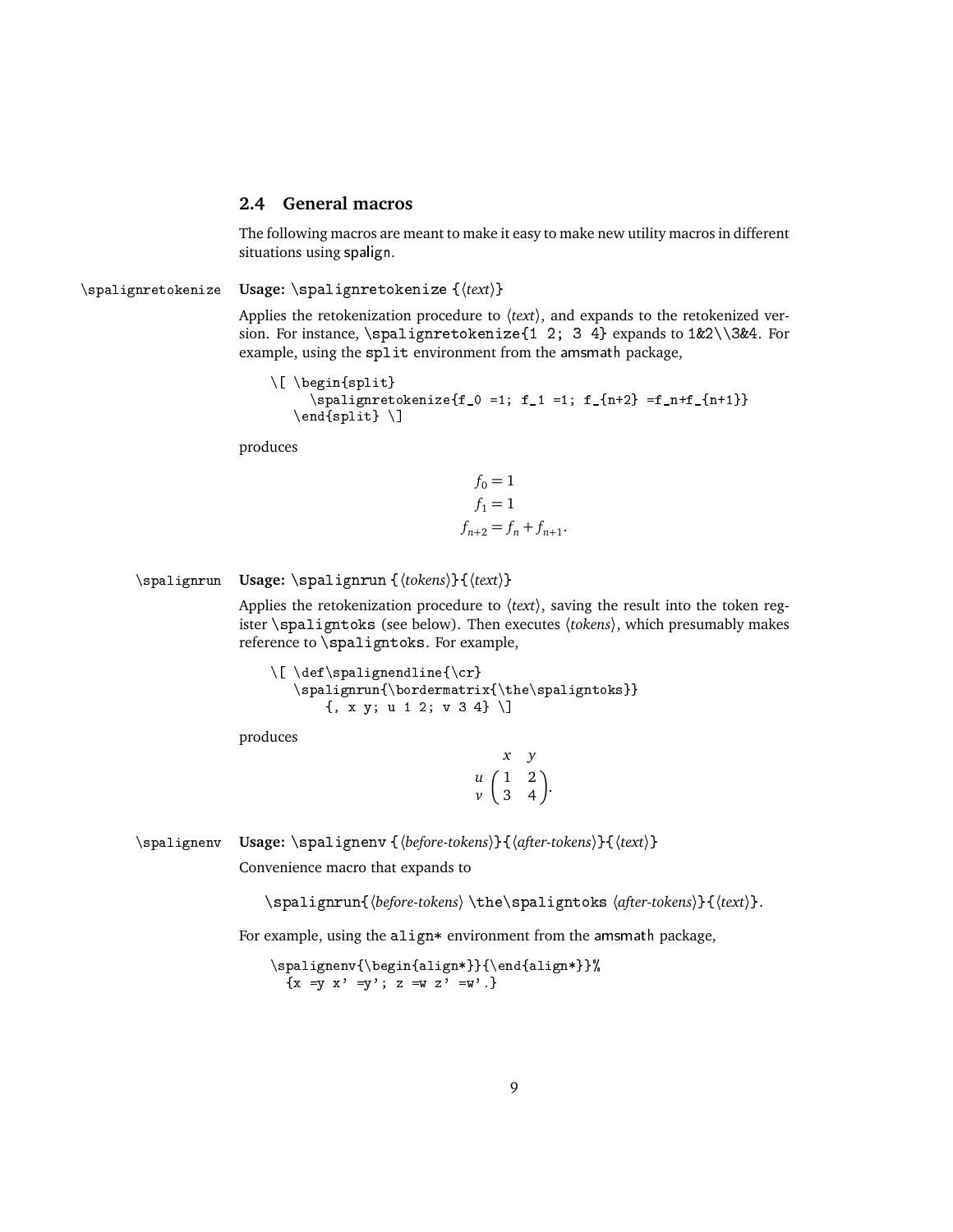## 2.4 General macros

The following macros are meant to make it easy to make new utility macros in different situations using spalign.

\spalignretokenize **Usage:** `\spalignretokenize` {⟨*text*⟩}

Applies the retokenization procedure to ⟨*text*⟩, and expands to the retokenized version. For instance, `\spalignretokenize{1 2; 3 4}` expands to `1&2\\3&4`. For example, using the `split` environment from the amsmath package,

```
\[ \begin{split}
      \spalignretokenize{f_0 =1; f_1 =1; f_{n+2} =f_n+f_{n+1}}
   \end{split} \]
```

produces

$$\begin{split} f_0 &= 1 \\ f_1 &= 1 \\ f_{n+2} &= f_n + f_{n+1}. \end{split}$$

\spalignrun **Usage:** `\spalignrun` {⟨*tokens*⟩}{⟨*text*⟩}

Applies the retokenization procedure to ⟨*text*⟩, saving the result into the token register `\spaligntoks` (see below). Then executes ⟨*tokens*⟩, which presumably makes reference to `\spaligntoks`. For example,

```
\[ \def\spalignendline{\cr}
   \spalignrun{\bordermatrix{\the\spaligntoks}}
      {, x y; u 1 2; v 3 4} \]
```

produces

$$\begin{array}{c c} & \begin{array}{cc} x & y \end{array} \\ \begin{array}{c} u \\ v \end{array} & \begin{pmatrix} 1 & 2 \\ 3 & 4 \end{pmatrix}. \end{array}$$

\spalignenv **Usage:** `\spalignenv` {⟨*before-tokens*⟩}{⟨*after-tokens*⟩}{⟨*text*⟩}

Convenience macro that expands to

`\spalignrun{`⟨*before-tokens*⟩ `\the\spaligntoks` ⟨*after-tokens*⟩`}{`⟨*text*⟩`}`.

For example, using the `align*` environment from the amsmath package,

```
\spalignenv{\begin{align*}}{\end{align*}}%
  {x =y x' =y'; z =w z' =w'.}
```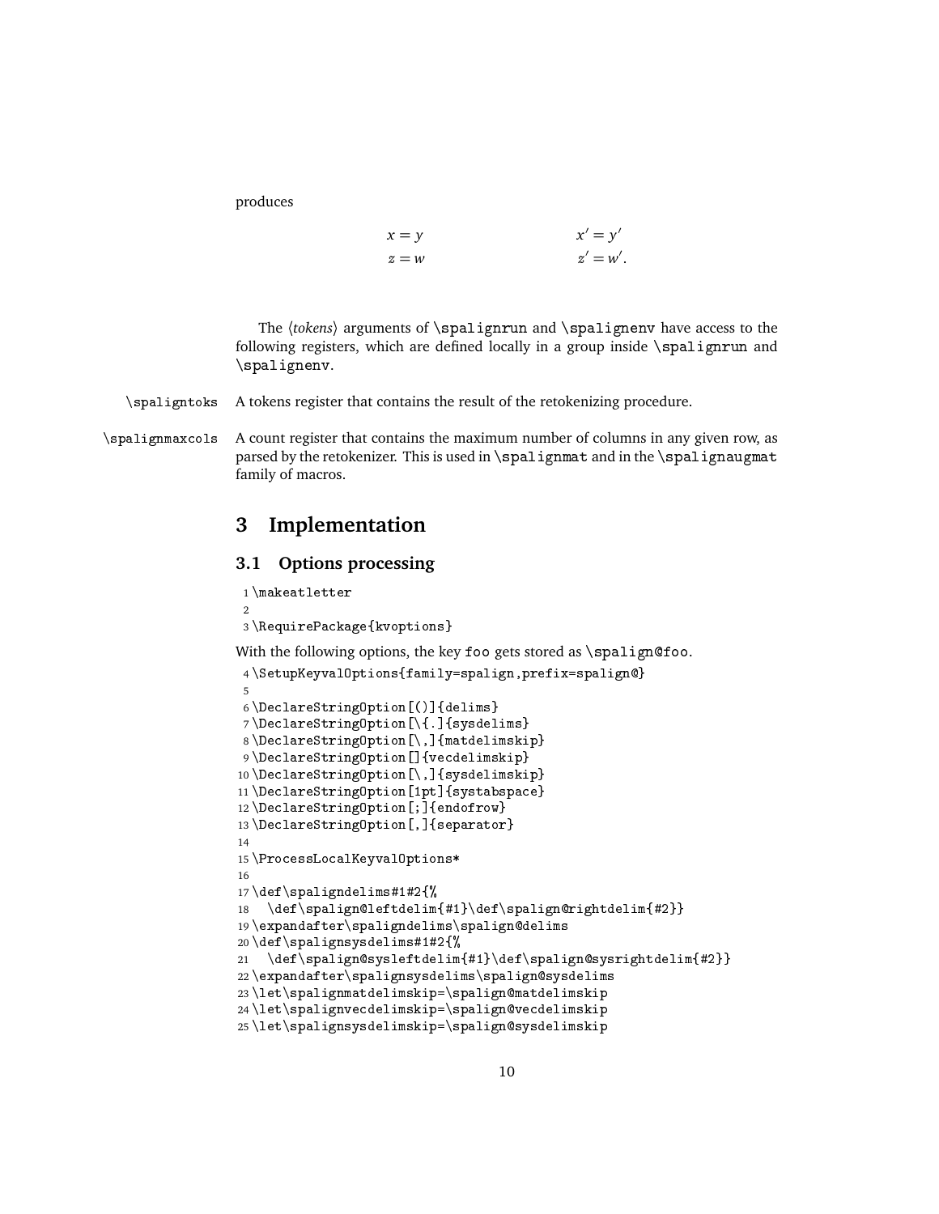produces

$$
\begin{aligned}
x &= y & x' &= y' \\
z &= w & z' &= w'.
\end{aligned}
$$

The ⟨*tokens*⟩ arguments of `\spalignrun` and `\spalignenv` have access to the following registers, which are defined locally in a group inside `\spalignrun` and `\spalignenv`.

`\spaligntoks` A tokens register that contains the result of the retokenizing procedure.

`\spalignmaxcols` A count register that contains the maximum number of columns in any given row, as parsed by the retokenizer. This is used in `\spalignmat` and in the `\spalignaugmat` family of macros.

# 3 Implementation

## 3.1 Options processing

```
1 \makeatletter
2
3 \RequirePackage{kvoptions}
```

With the following options, the key `foo` gets stored as `\spalign@foo`.

```
4 \SetupKeyvalOptions{family=spalign,prefix=spalign@}
5
6 \DeclareStringOption[()]{delims}
7 \DeclareStringOption[\{.]{sysdelims}
8 \DeclareStringOption[\,]{matdelimskip}
9 \DeclareStringOption[]{vecdelimskip}
10 \DeclareStringOption[\,]{sysdelimskip}
11 \DeclareStringOption[1pt]{systabspace}
12 \DeclareStringOption[;]{endofrow}
13 \DeclareStringOption[,]{separator}
14
15 \ProcessLocalKeyvalOptions*
16
17 \def\spaligndelims#1#2{%
18   \def\spalign@leftdelim{#1}\def\spalign@rightdelim{#2}}
19 \expandafter\spaligndelims\spalign@delims
20 \def\spalignsysdelims#1#2{%
21   \def\spalign@sysleftdelim{#1}\def\spalign@sysrightdelim{#2}}
22 \expandafter\spalignsysdelims\spalign@sysdelims
23 \let\spalignmatdelimskip=\spalign@matdelimskip
24 \let\spalignvecdelimskip=\spalign@vecdelimskip
25 \let\spalignsysdelimskip=\spalign@sysdelimskip
```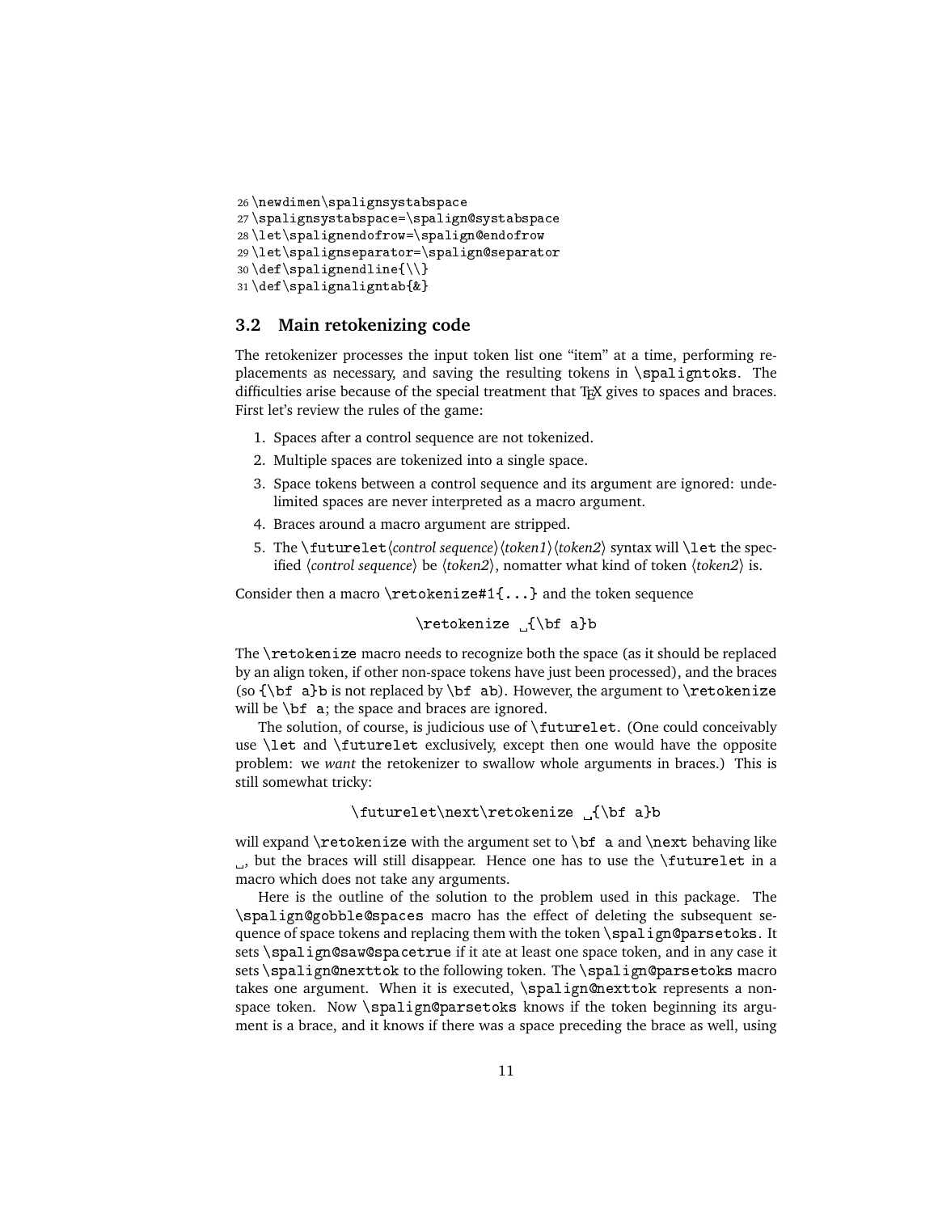```
26 \newdimen\spalignsystabspace
27 \spalignsystabspace=\spalign@systabspace
28 \let\spalignendofrow=\spalign@endofrow
29 \let\spalignseparator=\spalign@separator
30 \def\spalignendline{\\}
31 \def\spalignaligntab{&}
```

### 3.2 Main retokenizing code

The retokenizer processes the input token list one "item" at a time, performing replacements as necessary, and saving the resulting tokens in `\spaligntoks`. The difficulties arise because of the special treatment that TeX gives to spaces and braces. First let's review the rules of the game:

1. Spaces after a control sequence are not tokenized.
2. Multiple spaces are tokenized into a single space.
3. Space tokens between a control sequence and its argument are ignored: undelimited spaces are never interpreted as a macro argument.
4. Braces around a macro argument are stripped.
5. The `\futurelet`⟨*control sequence*⟩⟨*token1*⟩⟨*token2*⟩ syntax will `\let` the specified ⟨*control sequence*⟩ be ⟨*token2*⟩, nomatter what kind of token ⟨*token2*⟩ is.

Consider then a macro `\retokenize#1{...}` and the token sequence

```
\retokenize ␣{\bf a}b
```

The `\retokenize` macro needs to recognize both the space (as it should be replaced by an align token, if other non-space tokens have just been processed), and the braces (so `{\bf a}b` is not replaced by `\bf ab`). However, the argument to `\retokenize` will be `\bf a`; the space and braces are ignored.

The solution, of course, is judicious use of `\futurelet`. (One could conceivably use `\let` and `\futurelet` exclusively, except then one would have the opposite problem: we *want* the retokenizer to swallow whole arguments in braces.) This is still somewhat tricky:

```
\futurelet\next\retokenize ␣{\bf a}b
```

will expand `\retokenize` with the argument set to `\bf a` and `\next` behaving like ␣, but the braces will still disappear. Hence one has to use the `\futurelet` in a macro which does not take any arguments.

Here is the outline of the solution to the problem used in this package. The `\spalign@gobble@spaces` macro has the effect of deleting the subsequent sequence of space tokens and replacing them with the token `\spalign@parsetoks`. It sets `\spalign@saw@spacetrue` if it ate at least one space token, and in any case it sets `\spalign@nexttok` to the following token. The `\spalign@parsetoks` macro takes one argument. When it is executed, `\spalign@nexttok` represents a non-space token. Now `\spalign@parsetoks` knows if the token beginning its argument is a brace, and it knows if there was a space preceding the brace as well, using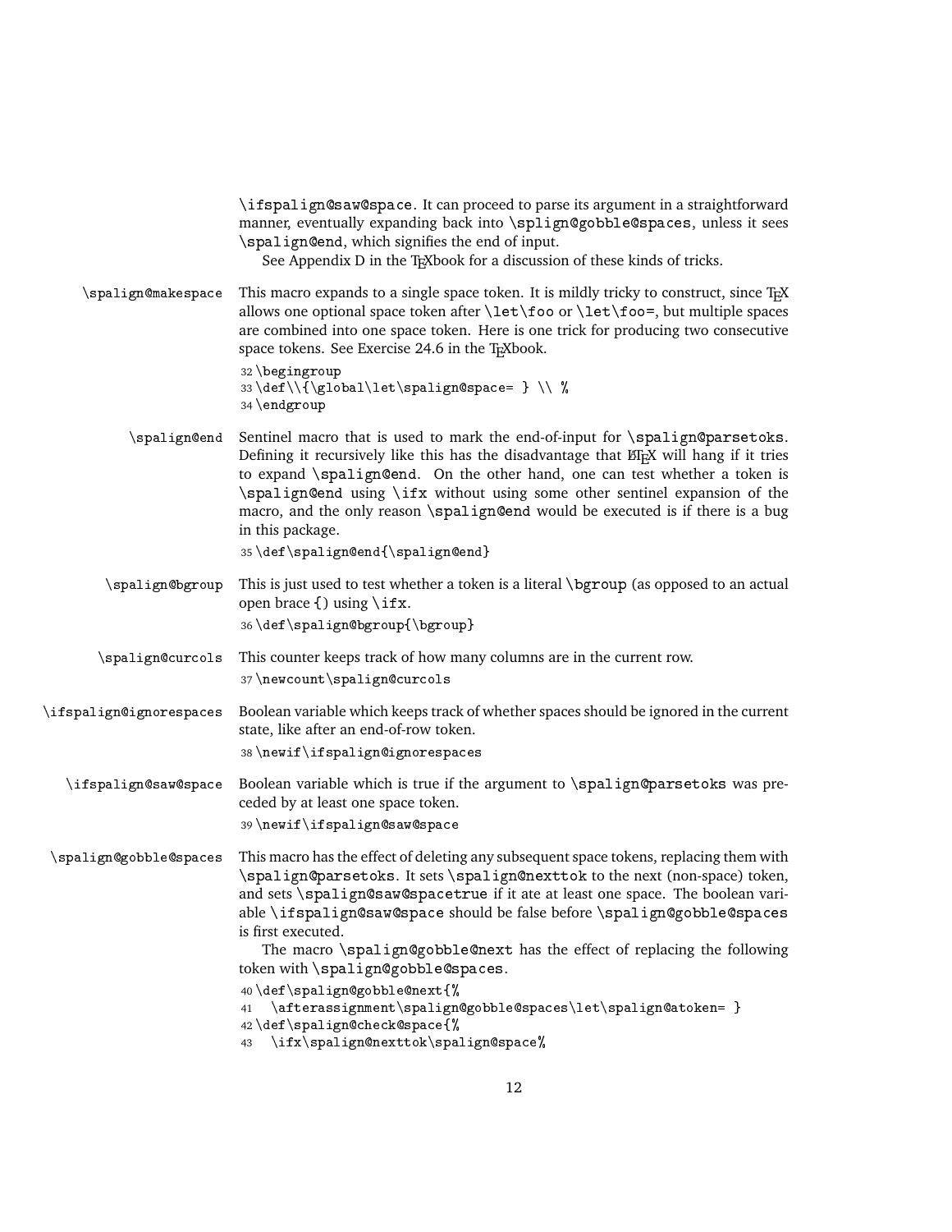\ifspalign@saw@space. It can proceed to parse its argument in a straightforward manner, eventually expanding back into \splign@gobble@spaces, unless it sees \spalign@end, which signifies the end of input.

See Appendix D in the TEXbook for a discussion of these kinds of tricks.

**\spalign@makespace** This macro expands to a single space token. It is mildly tricky to construct, since TEX allows one optional space token after \let\foo or \let\foo=, but multiple spaces are combined into one space token. Here is one trick for producing two consecutive space tokens. See Exercise 24.6 in the TEXbook.

```
32 \begingroup
33 \def\\{\global\let\spalign@space= } \\ %
34 \endgroup
```

**\spalign@end** Sentinel macro that is used to mark the end-of-input for \spalign@parsetoks. Defining it recursively like this has the disadvantage that LATEX will hang if it tries to expand \spalign@end. On the other hand, one can test whether a token is \spalign@end using \ifx without using some other sentinel expansion of the macro, and the only reason \spalign@end would be executed is if there is a bug in this package.

```
35 \def\spalign@end{\spalign@end}
```

**\spalign@bgroup** This is just used to test whether a token is a literal \bgroup (as opposed to an actual open brace {) using \ifx.

```
36 \def\spalign@bgroup{\bgroup}
```

**\spalign@curcols** This counter keeps track of how many columns are in the current row.

```
37 \newcount\spalign@curcols
```

**\ifspalign@ignorespaces** Boolean variable which keeps track of whether spaces should be ignored in the current state, like after an end-of-row token.

```
38 \newif\ifspalign@ignorespaces
```

**\ifspalign@saw@space** Boolean variable which is true if the argument to \spalign@parsetoks was preceded by at least one space token.

```
39 \newif\ifspalign@saw@space
```

**\spalign@gobble@spaces** This macro has the effect of deleting any subsequent space tokens, replacing them with \spalign@parsetoks. It sets \spalign@nexttok to the next (non-space) token, and sets \spalign@saw@spacetrue if it ate at least one space. The boolean variable \ifspalign@saw@space should be false before \spalign@gobble@spaces is first executed.

The macro \spalign@gobble@next has the effect of replacing the following token with \spalign@gobble@spaces.

```
40 \def\spalign@gobble@next{%
41   \afterassignment\spalign@gobble@spaces\let\spalign@atoken= }
42 \def\spalign@check@space{%
43   \ifx\spalign@nexttok\spalign@space%
```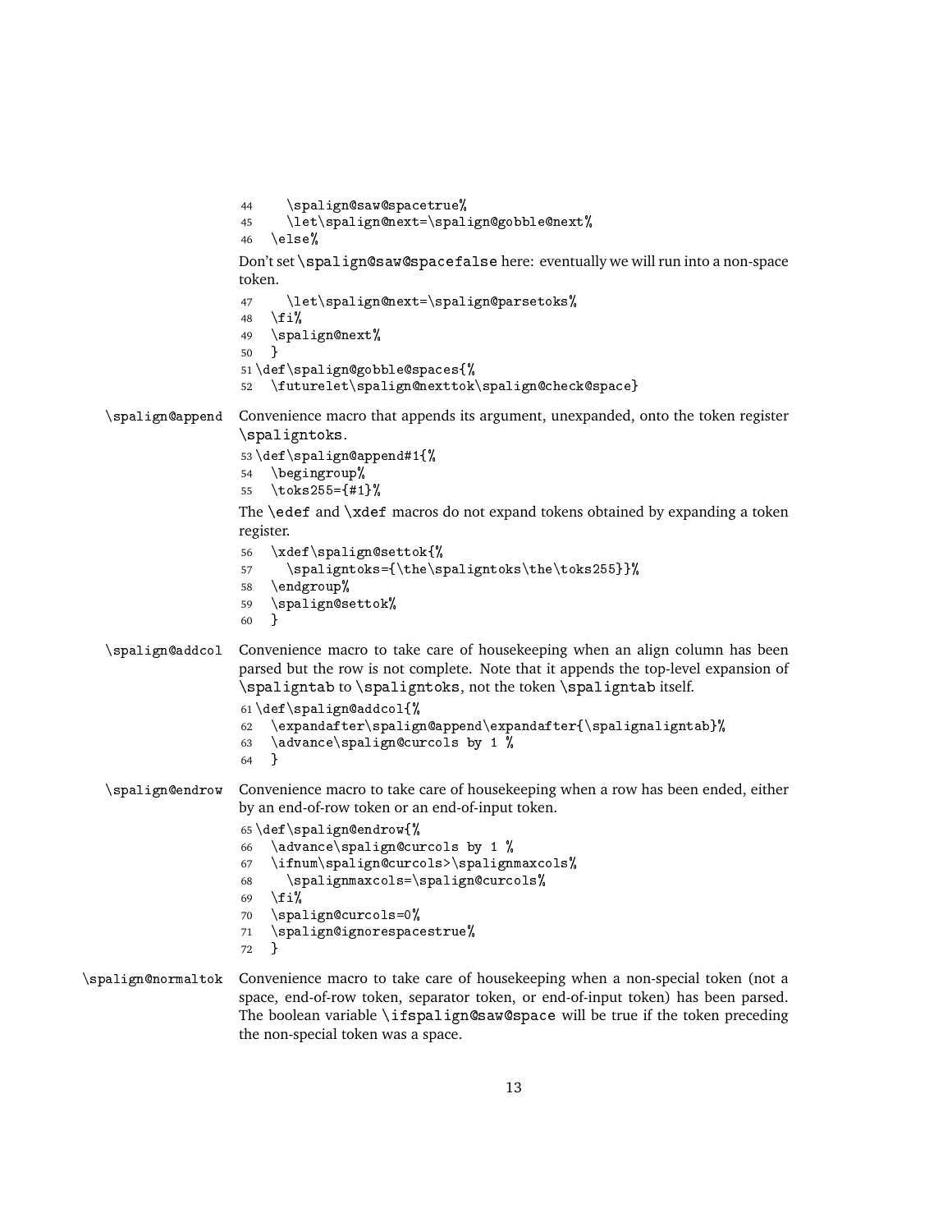```
44      \spalign@saw@spacetrue%
45      \let\spalign@next=\spalign@gobble@next%
46    \else%
```

Don't set `\spalign@saw@spacefalse` here: eventually we will run into a non-space token.

```
47      \let\spalign@next=\spalign@parsetoks%
48    \fi%
49    \spalign@next%
50    }
51 \def\spalign@gobble@spaces{%
52    \futurelet\spalign@nexttok\spalign@check@space}
```

`\spalign@append` Convenience macro that appends its argument, unexpanded, onto the token register `\spaligntoks`.

```
53 \def\spalign@append#1{%
54    \begingroup%
55    \toks255={#1}%
```

The `\edef` and `\xdef` macros do not expand tokens obtained by expanding a token register.

```
56    \xdef\spalign@settok{%
57      \spaligntoks={\the\spaligntoks\the\toks255}}%
58    \endgroup%
59    \spalign@settok%
60    }
```

`\spalign@addcol` Convenience macro to take care of housekeeping when an align column has been parsed but the row is not complete. Note that it appends the top-level expansion of `\spaligntab` to `\spaligntoks`, not the token `\spaligntab` itself.

```
61 \def\spalign@addcol{%
62    \expandafter\spalign@append\expandafter{\spalignaligntab}%
63    \advance\spalign@curcols by 1 %
64    }
```

`\spalign@endrow` Convenience macro to take care of housekeeping when a row has been ended, either by an end-of-row token or an end-of-input token.

```
65 \def\spalign@endrow{%
66    \advance\spalign@curcols by 1 %
67    \ifnum\spalign@curcols>\spalignmaxcols%
68      \spalignmaxcols=\spalign@curcols%
69    \fi%
70    \spalign@curcols=0%
71    \spalign@ignorespacestrue%
72    }
```

`\spalign@normaltok` Convenience macro to take care of housekeeping when a non-special token (not a space, end-of-row token, separator token, or end-of-input token) has been parsed. The boolean variable `\ifspalign@saw@space` will be true if the token preceding the non-special token was a space.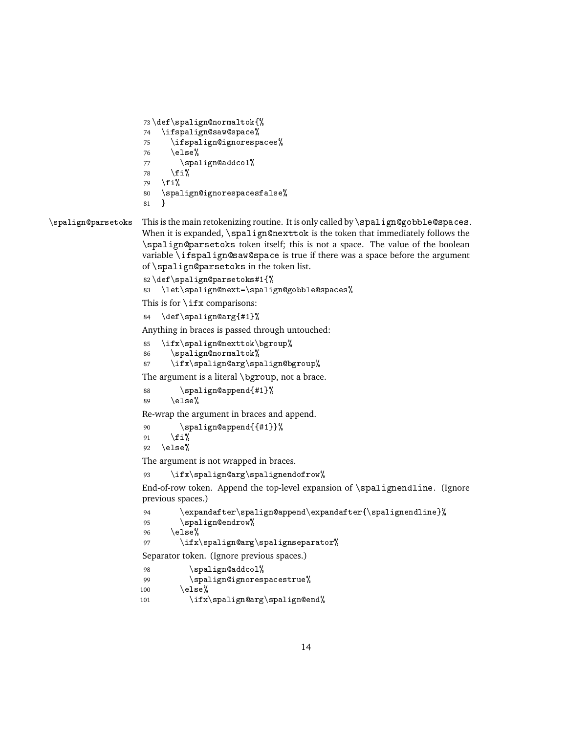```
73 \def\spalign@normaltok{%
74   \ifspalign@saw@space%
75     \ifspalign@ignorespaces%
76     \else%
77       \spalign@addcol%
78     \fi%
79   \fi%
80   \spalign@ignorespacesfalse%
81   }
```

`\spalign@parsetoks` This is the main retokenizing routine. It is only called by `\spalign@gobble@spaces`. When it is expanded, `\spalign@nexttok` is the token that immediately follows the `\spalign@parsetoks` token itself; this is not a space. The value of the boolean variable `\ifspalign@saw@space` is true if there was a space before the argument of `\spalign@parsetoks` in the token list.

```
82 \def\spalign@parsetoks#1{%
83   \let\spalign@next=\spalign@gobble@spaces%
```

This is for `\ifx` comparisons:

```
84   \def\spalign@arg{#1}%
```

Anything in braces is passed through untouched:

```
85   \ifx\spalign@nexttok\bgroup%
86     \spalign@normaltok%
87     \ifx\spalign@arg\spalign@bgroup%
```

The argument is a literal `\bgroup`, not a brace.

```
88       \spalign@append{#1}%
89     \else%
```

Re-wrap the argument in braces and append.

```
90       \spalign@append{{#1}}%
91     \fi%
92   \else%
```

The argument is not wrapped in braces.

```
93     \ifx\spalign@arg\spalignendofrow%
```

End-of-row token. Append the top-level expansion of `\spalignendline`. (Ignore previous spaces.)

```
94       \expandafter\spalign@append\expandafter{\spalignendline}%
95       \spalign@endrow%
96     \else%
97       \ifx\spalign@arg\spalignseparator%
```

Separator token. (Ignore previous spaces.)

```
98         \spalign@addcol%
99         \spalign@ignorespacestrue%
100      \else%
101        \ifx\spalign@arg\spalign@end%
```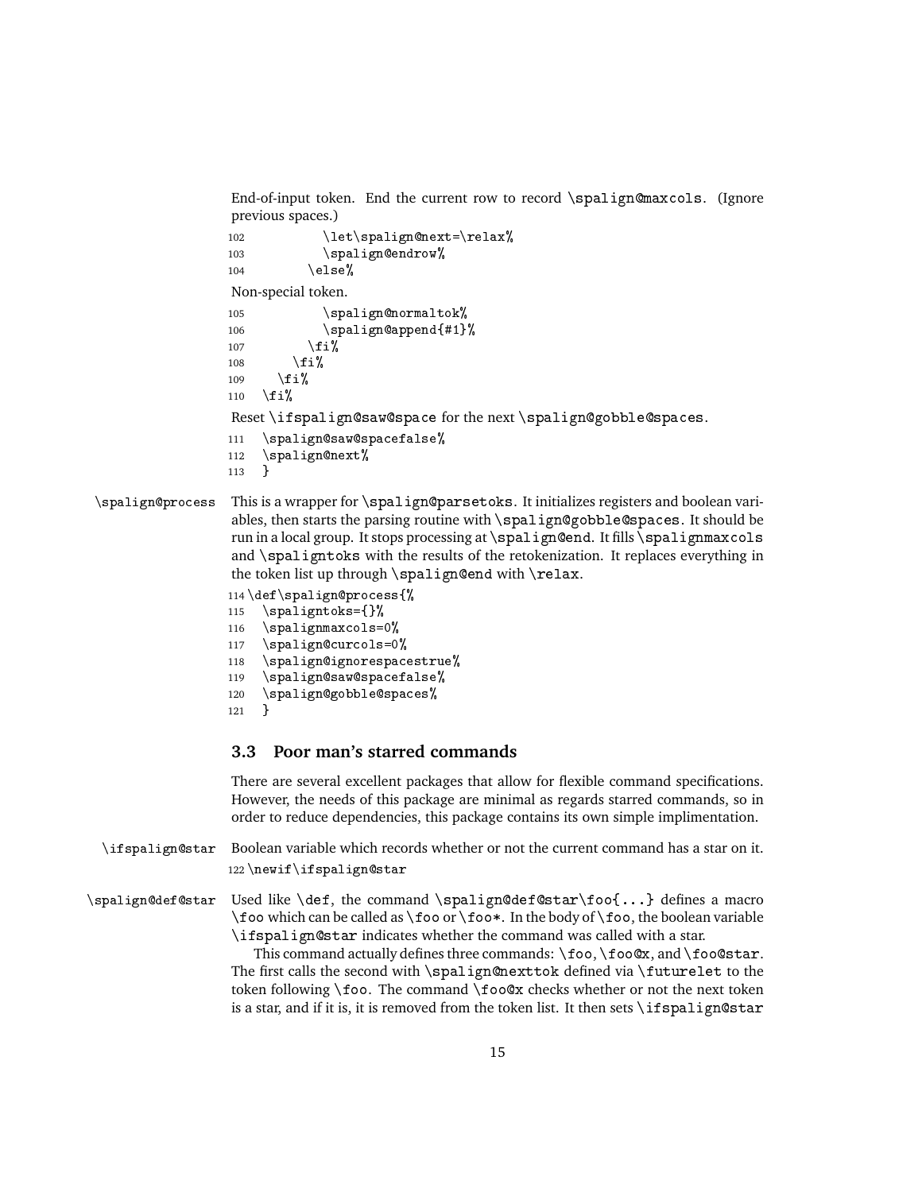End-of-input token. End the current row to record \spalign@maxcols. (Ignore previous spaces.)

```
102          \let\spalign@next=\relax%
103          \spalign@endrow%
104        \else%
```

Non-special token.

```
105          \spalign@normaltok%
106          \spalign@append{#1}%
107        \fi%
108      \fi%
109    \fi%
110  \fi%
```

Reset \ifspalign@saw@space for the next \spalign@gobble@spaces.

```
111  \spalign@saw@spacefalse%
112  \spalign@next%
113  }
```

\spalign@process — This is a wrapper for \spalign@parsetoks. It initializes registers and boolean variables, then starts the parsing routine with \spalign@gobble@spaces. It should be run in a local group. It stops processing at \spalign@end. It fills \spalignmaxcols and \spaligntoks with the results of the retokenization. It replaces everything in the token list up through \spalign@end with \relax.

```
114 \def\spalign@process{%
115  \spaligntoks={}%
116  \spalignmaxcols=0%
117  \spalign@curcols=0%
118  \spalign@ignorespacestrue%
119  \spalign@saw@spacefalse%
120  \spalign@gobble@spaces%
121  }
```

### 3.3 Poor man's starred commands

There are several excellent packages that allow for flexible command specifications. However, the needs of this package are minimal as regards starred commands, so in order to reduce dependencies, this package contains its own simple implimentation.

\ifspalign@star — Boolean variable which records whether or not the current command has a star on it.

```
122 \newif\ifspalign@star
```

\spalign@def@star — Used like \def, the command \spalign@def@star\foo{...} defines a macro \foo which can be called as \foo or \foo*. In the body of \foo, the boolean variable \ifspalign@star indicates whether the command was called with a star.

This command actually defines three commands: \foo, \foo@x, and \foo@star. The first calls the second with \spalign@nexttok defined via \futurelet to the token following \foo. The command \foo@x checks whether or not the next token is a star, and if it is, it is removed from the token list. It then sets \ifspalign@star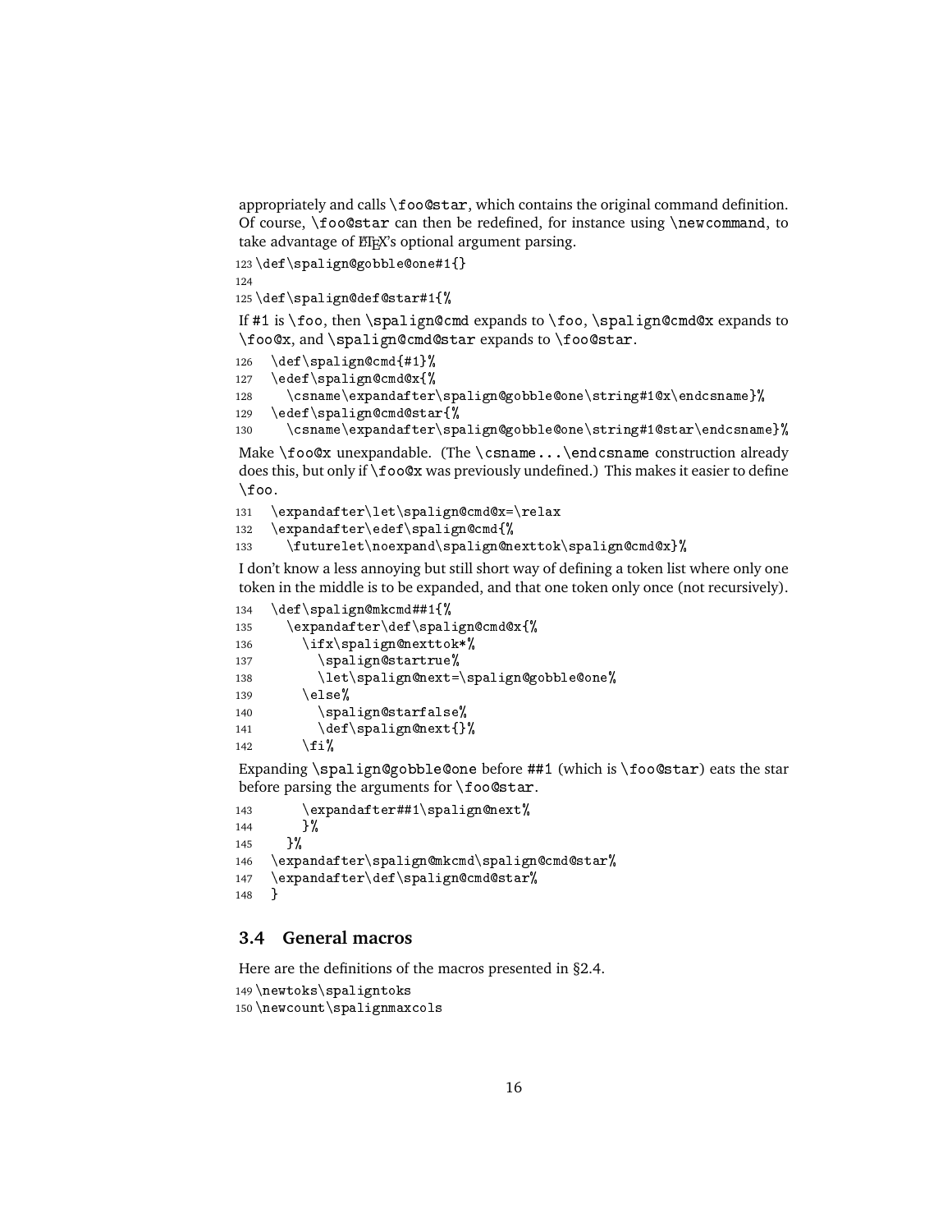appropriately and calls `\foo@star`, which contains the original command definition. Of course, `\foo@star` can then be redefined, for instance using `\newcommand`, to take advantage of LaTeX's optional argument parsing.

```
123 \def\spalign@gobble@one#1{}
124
125 \def\spalign@def@star#1{%
```

If #1 is `\foo`, then `\spalign@cmd` expands to `\foo`, `\spalign@cmd@x` expands to `\foo@x`, and `\spalign@cmd@star` expands to `\foo@star`.

```
126   \def\spalign@cmd{#1}%
127   \edef\spalign@cmd@x{%
128     \csname\expandafter\spalign@gobble@one\string#1@x\endcsname}%
129   \edef\spalign@cmd@star{%
130     \csname\expandafter\spalign@gobble@one\string#1@star\endcsname}%
```

Make `\foo@x` unexpandable. (The `\csname...\endcsname` construction already does this, but only if `\foo@x` was previously undefined.) This makes it easier to define `\foo`.

```
131   \expandafter\let\spalign@cmd@x=\relax
132   \expandafter\edef\spalign@cmd{%
133     \futurelet\noexpand\spalign@nexttok\spalign@cmd@x}%
```

I don't know a less annoying but still short way of defining a token list where only one token in the middle is to be expanded, and that one token only once (not recursively).

```
134   \def\spalign@mkcmd##1{%
135     \expandafter\def\spalign@cmd@x{%
136       \ifx\spalign@nexttok*%
137         \spalign@startrue%
138         \let\spalign@next=\spalign@gobble@one%
139       \else%
140         \spalign@starfalse%
141         \def\spalign@next{}%
142       \fi%
```

Expanding `\spalign@gobble@one` before ##1 (which is `\foo@star`) eats the star before parsing the arguments for `\foo@star`.

```
143       \expandafter##1\spalign@next%
144       }%
145     }%
146   \expandafter\spalign@mkcmd\spalign@cmd@star%
147   \expandafter\def\spalign@cmd@star%
148   }
```

### 3.4 General macros

Here are the definitions of the macros presented in §2.4.

```
149 \newtoks\spaligntoks
150 \newcount\spalignmaxcols
```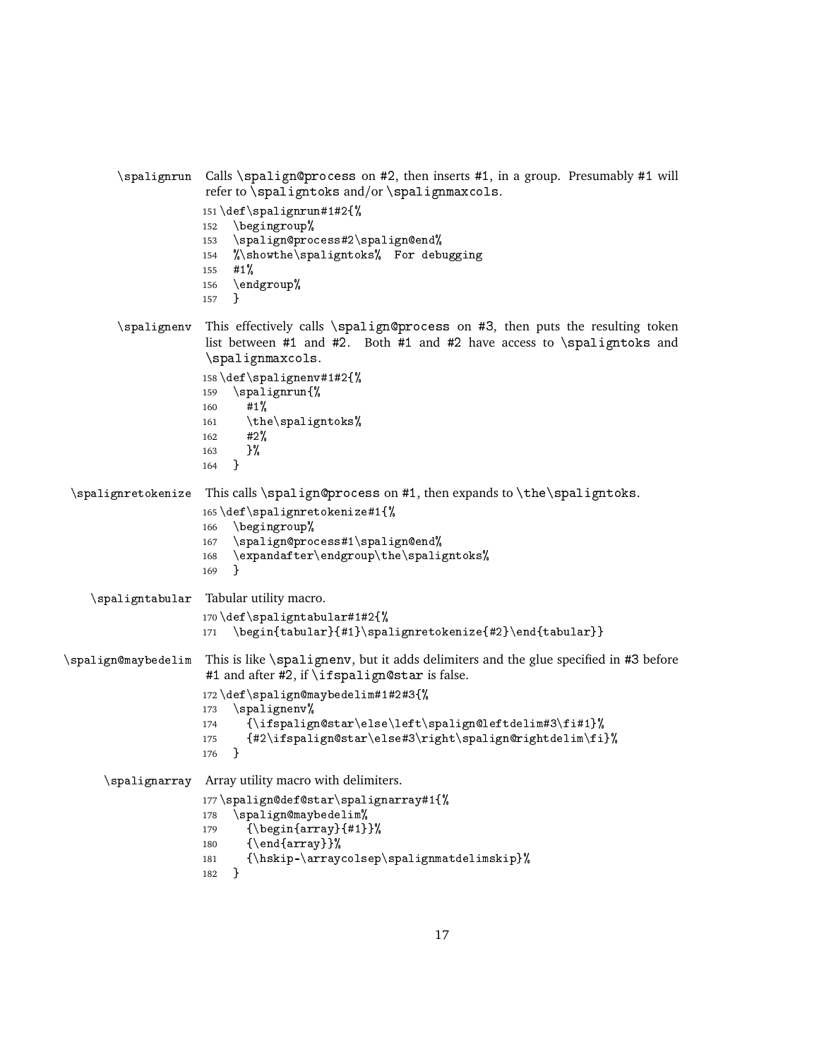**\spalignrun** Calls `\spalign@process` on #2, then inserts #1, in a group. Presumably #1 will refer to `\spaligntoks` and/or `\spalignmaxcols`.

```
151 \def\spalignrun#1#2{%
152   \begingroup%
153   \spalign@process#2\spalign@end%
154   %\showthe\spaligntoks%  For debugging
155   #1%
156   \endgroup%
157   }
```

**\spalignenv** This effectively calls `\spalign@process` on #3, then puts the resulting token list between #1 and #2. Both #1 and #2 have access to `\spaligntoks` and `\spalignmaxcols`.

```
158 \def\spalignenv#1#2{%
159   \spalignrun{%
160     #1%
161     \the\spaligntoks%
162     #2%
163     }%
164   }
```

**\spalignretokenize** This calls `\spalign@process` on #1, then expands to `\the\spaligntoks`.

```
165 \def\spalignretokenize#1{%
166   \begingroup%
167   \spalign@process#1\spalign@end%
168   \expandafter\endgroup\the\spaligntoks%
169   }
```

**\spaligntabular** Tabular utility macro.

```
170 \def\spaligntabular#1#2{%
171   \begin{tabular}{#1}\spalignretokenize{#2}\end{tabular}}
```

**\spalign@maybedelim** This is like `\spalignenv`, but it adds delimiters and the glue specified in #3 before #1 and after #2, if `\ifspalign@star` is false.

```
172 \def\spalign@maybedelim#1#2#3{%
173   \spalignenv%
174     {\ifspalign@star\else\left\spalign@leftdelim#3\fi#1}%
175     {#2\ifspalign@star\else#3\right\spalign@rightdelim\fi}%
176   }
```

**\spalignarray** Array utility macro with delimiters.

```
177 \spalign@def@star\spalignarray#1{%
178   \spalign@maybedelim%
179     {\begin{array}{#1}}%
180     {\end{array}}%
181     {\hskip-\arraycolsep\spalignmatdelimskip}%
182   }
```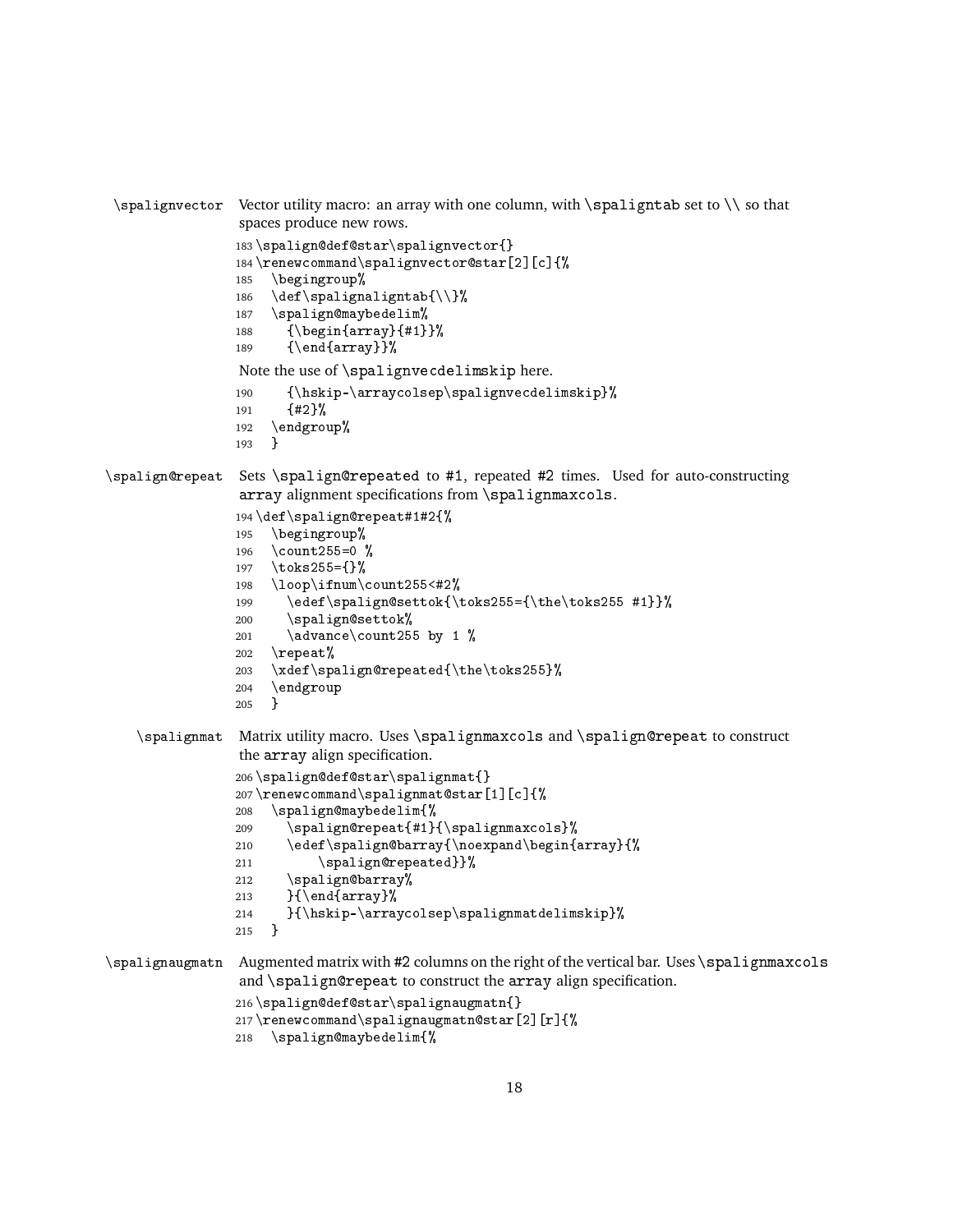`\spalignvector` Vector utility macro: an array with one column, with `\spaligntab` set to `\\` so that spaces produce new rows.

```
183 \spalign@def@star\spalignvector{}
184 \renewcommand\spalignvector@star[2][c]{%
185   \begingroup%
186   \def\spalignaligntab{\\}%
187   \spalign@maybedelim%
188     {\begin{array}{#1}}%
189     {\end{array}}%
```

Note the use of `\spalignvecdelimskip` here.

```
190     {\hskip-\arraycolsep\spalignvecdelimskip}%
191     {#2}%
192   \endgroup%
193   }
```

`\spalign@repeat` Sets `\spalign@repeated` to #1, repeated #2 times. Used for auto-constructing `array` alignment specifications from `\spalignmaxcols`.

```
194 \def\spalign@repeat#1#2{%
195   \begingroup%
196   \count255=0 %
197   \toks255={}%
198   \loop\ifnum\count255<#2%
199     \edef\spalign@settok{\toks255={\the\toks255 #1}}%
200     \spalign@settok%
201     \advance\count255 by 1 %
202   \repeat%
203   \xdef\spalign@repeated{\the\toks255}%
204   \endgroup
205   }
```

`\spalignmat` Matrix utility macro. Uses `\spalignmaxcols` and `\spalign@repeat` to construct the `array` align specification.

```
206 \spalign@def@star\spalignmat{}
207 \renewcommand\spalignmat@star[1][c]{%
208   \spalign@maybedelim{%
209     \spalign@repeat{#1}{\spalignmaxcols}%
210     \edef\spalign@barray{\noexpand\begin{array}{%
211         \spalign@repeated}}%
212     \spalign@barray%
213     }{\end{array}%
214     }{\hskip-\arraycolsep\spalignmatdelimskip}%
215   }
```

`\spalignaugmatn` Augmented matrix with #2 columns on the right of the vertical bar. Uses `\spalignmaxcols` and `\spalign@repeat` to construct the `array` align specification.

```
216 \spalign@def@star\spalignaugmatn{}
217 \renewcommand\spalignaugmatn@star[2][r]{%
218   \spalign@maybedelim{%
```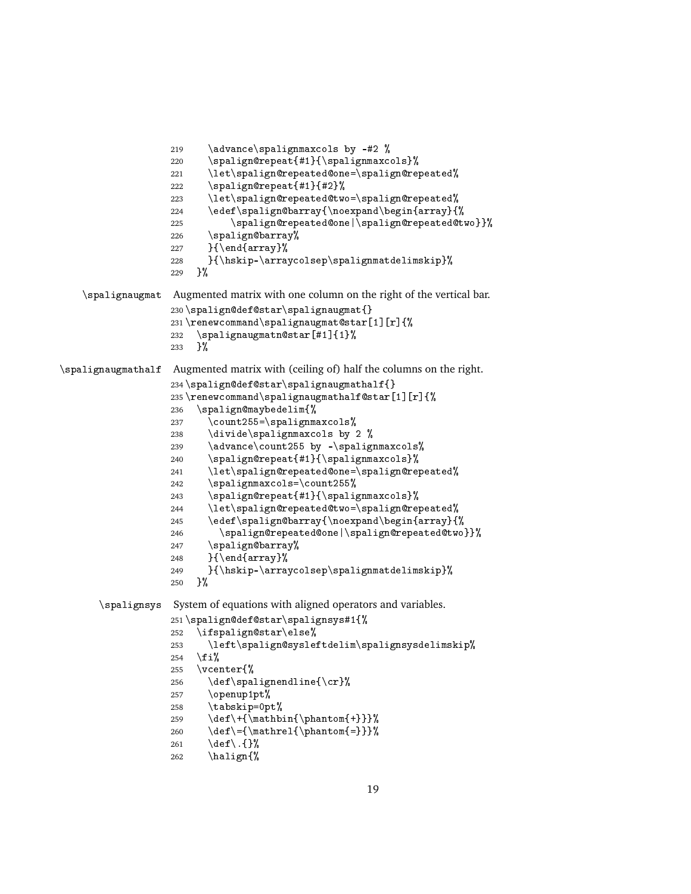```
219     \advance\spalignmaxcols by -#2 %
220     \spalign@repeat{#1}{\spalignmaxcols}%
221     \let\spalign@repeated@one=\spalign@repeated%
222     \spalign@repeat{#1}{#2}%
223     \let\spalign@repeated@two=\spalign@repeated%
224     \edef\spalign@barray{\noexpand\begin{array}{%
225         \spalign@repeated@one|\spalign@repeated@two}}%
226     \spalign@barray%
227     }{\end{array}%
228     }{\hskip-\arraycolsep\spalignmatdelimskip}%
229   }%
```

`\spalignaugmat` Augmented matrix with one column on the right of the vertical bar.

```
230 \spalign@def@star\spalignaugmat{}
231 \renewcommand\spalignaugmat@star[1][r]{%
232   \spalignaugmatn@star[#1]{1}%
233   }%
```

`\spalignaugmathalf` Augmented matrix with (ceiling of) half the columns on the right.

```
234 \spalign@def@star\spalignaugmathalf{}
235 \renewcommand\spalignaugmathalf@star[1][r]{%
236   \spalign@maybedelim{%
237     \count255=\spalignmaxcols%
238     \divide\spalignmaxcols by 2 %
239     \advance\count255 by -\spalignmaxcols%
240     \spalign@repeat{#1}{\spalignmaxcols}%
241     \let\spalign@repeated@one=\spalign@repeated%
242     \spalignmaxcols=\count255%
243     \spalign@repeat{#1}{\spalignmaxcols}%
244     \let\spalign@repeated@two=\spalign@repeated%
245     \edef\spalign@barray{\noexpand\begin{array}{%
246       \spalign@repeated@one|\spalign@repeated@two}}%
247     \spalign@barray%
248     }{\end{array}%
249     }{\hskip-\arraycolsep\spalignmatdelimskip}%
250   }%
```

`\spalignsys` System of equations with aligned operators and variables.

```
251 \spalign@def@star\spalignsys#1{%
252   \ifspalign@star\else%
253     \left\spalign@sysleftdelim\spalignsysdelimskip%
254   \fi%
255   \vcenter{%
256     \def\spalignendline{\cr}%
257     \openup1pt%
258     \tabskip=0pt%
259     \def\+{\mathbin{\phantom{+}}}%
260     \def\={\mathrel{\phantom{=}}}%
261     \def\.{}%
262     \halign{%
```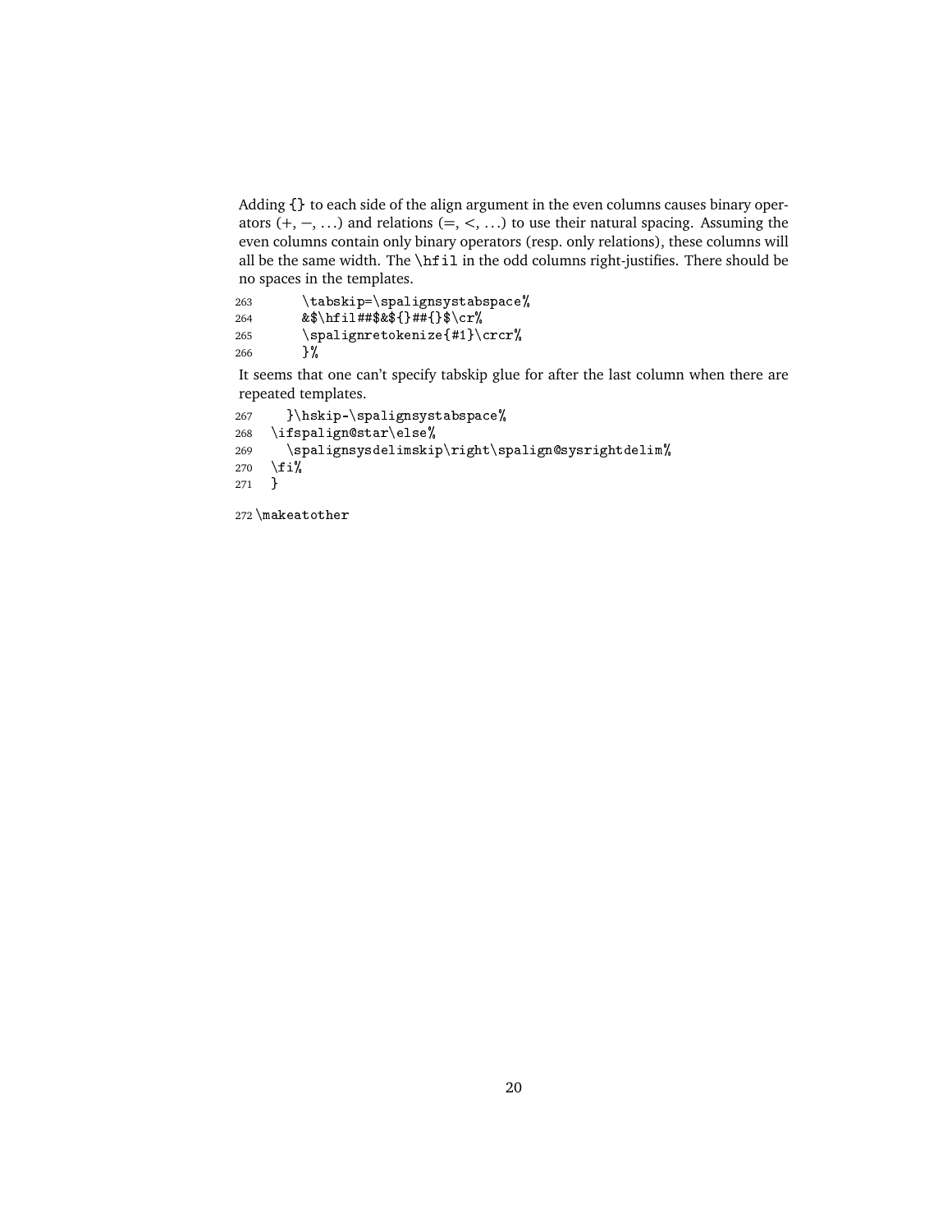Adding {} to each side of the align argument in the even columns causes binary operators (+, −, ...) and relations (=, <, ...) to use their natural spacing. Assuming the even columns contain only binary operators (resp. only relations), these columns will all be the same width. The `\hfil` in the odd columns right-justifies. There should be no spaces in the templates.

```
263       \tabskip=\spalignsystabspace%
264       &$\hfil##$&${}##{}$\cr%
265       \spalignretokenize{#1}\crcr%
266       }%
```

It seems that one can't specify tabskip glue for after the last column when there are repeated templates.

```
267     }\hskip-\spalignsystabspace%
268   \ifspalign@star\else%
269     \spalignsysdelimskip\right\spalign@sysrightdelim%
270   \fi%
271   }

272 \makeatother
```